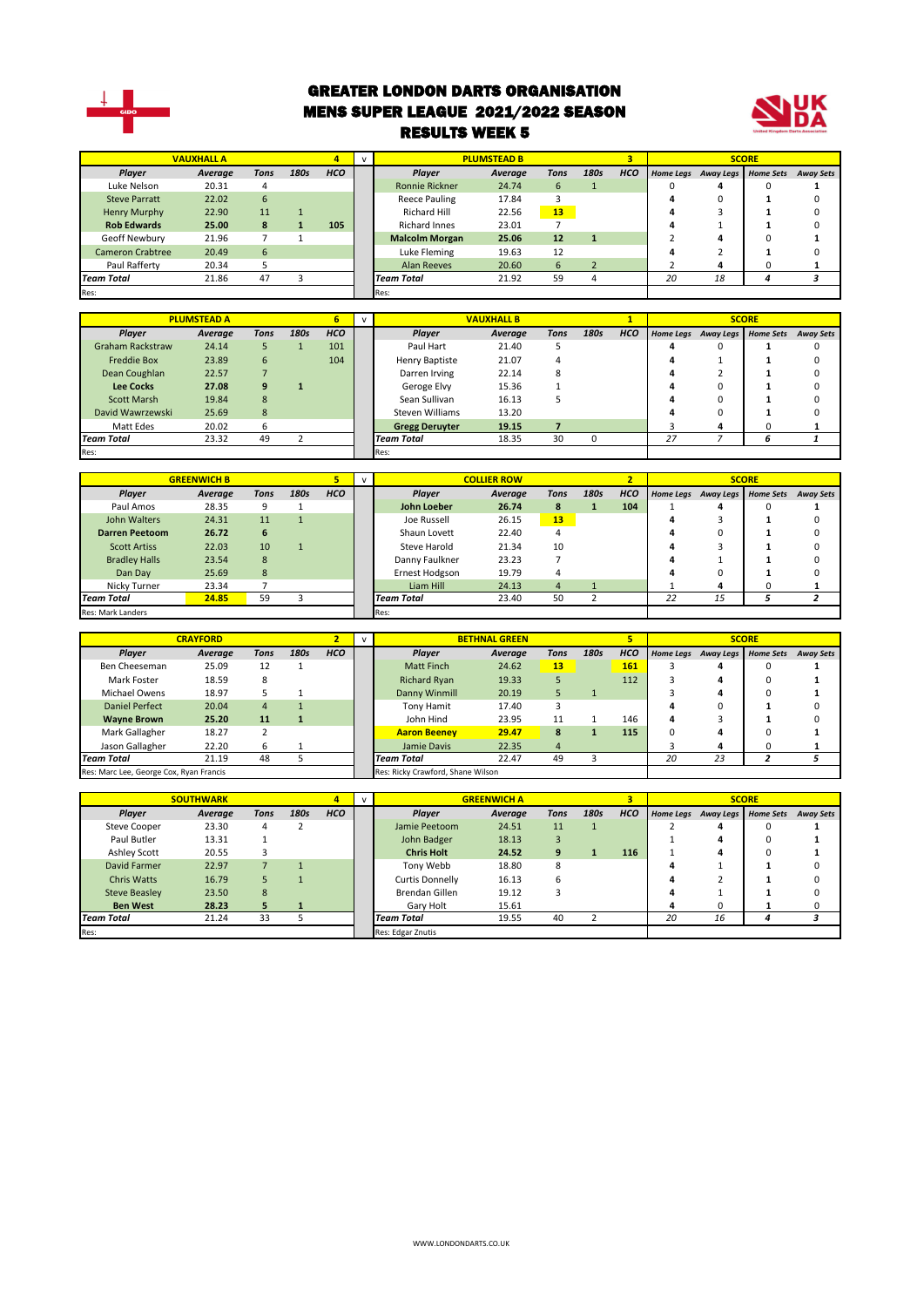# GREATER LONDON DARTS ORGANISATION
## MENS SUPER LEAGUE 2021/2022 SEASON
### RESULTS WEEK 5

| VAUXHALL A | | | | 4 | v | PLUMSTEAD B | | | | 3 | SCORE | | | |
|---|---|---|---|---|---|---|---|---|---|---|---|---|---|---|
| Player | Average | Tons | 180s | HCO | | Player | Average | Tons | 180s | HCO | Home Legs | Away Legs | Home Sets | Away Sets |
| Luke Nelson | 20.31 | 4 | | | | Ronnie Rickner | 24.74 | 6 | 1 | | 0 | 4 | 0 | 1 |
| Steve Parratt | 22.02 | 6 | | | | Reece Pauling | 17.84 | 3 | | | 4 | 0 | 1 | 0 |
| Henry Murphy | 22.90 | 11 | 1 | | | Richard Hill | 22.56 | 13 | | | 4 | 3 | 1 | 0 |
| **Rob Edwards** | **25.00** | **8** | **1** | **105** | | Richard Innes | 23.01 | 7 | | | 4 | 1 | 1 | 0 |
| Geoff Newbury | 21.96 | 7 | 1 | | | **Malcolm Morgan** | **25.06** | **12** | **1** | | 2 | 4 | 0 | 1 |
| Cameron Crabtree | 20.49 | 6 | | | | Luke Fleming | 19.63 | 12 | | | 4 | 2 | 1 | 0 |
| Paul Rafferty | 20.34 | 5 | | | | Alan Reeves | 20.60 | 6 | 2 | | 2 | 4 | 0 | 1 |
| *Team Total* | 21.86 | 47 | 3 | | | *Team Total* | 21.92 | 59 | 4 | | 20 | 18 | 4 | 3 |
| Res: | | | | | | Res: | | | | | | | | |

| PLUMSTEAD A | | | | 6 | v | VAUXHALL B | | | | 1 | SCORE | | | |
|---|---|---|---|---|---|---|---|---|---|---|---|---|---|---|
| Player | Average | Tons | 180s | HCO | | Player | Average | Tons | 180s | HCO | Home Legs | Away Legs | Home Sets | Away Sets |
| Graham Rackstraw | 24.14 | 5 | 1 | 101 | | Paul Hart | 21.40 | 5 | | | 4 | 0 | 1 | 0 |
| Freddie Box | 23.89 | 6 | | 104 | | Henry Baptiste | 21.07 | 4 | | | 4 | 1 | 1 | 0 |
| Dean Coughlan | 22.57 | 7 | | | | Darren Irving | 22.14 | 8 | | | 4 | 2 | 1 | 0 |
| **Lee Cocks** | **27.08** | **9** | **1** | | | Geroge Elvy | 15.36 | 1 | | | 4 | 0 | 1 | 0 |
| Scott Marsh | 19.84 | 8 | | | | Sean Sullivan | 16.13 | 5 | | | 4 | 0 | 1 | 0 |
| David Wawrzewski | 25.69 | 8 | | | | Steven Williams | 13.20 | | | | 4 | 0 | 1 | 0 |
| Matt Edes | 20.02 | 6 | | | | **Gregg Deruyter** | **19.15** | **7** | | | 3 | 4 | 0 | 1 |
| *Team Total* | 23.32 | 49 | 2 | | | *Team Total* | 18.35 | 30 | 0 | | 27 | 7 | 6 | 1 |
| Res: | | | | | | Res: | | | | | | | | |

| GREENWICH B | | | | 5 | v | COLLIER ROW | | | | 2 | SCORE | | | |
|---|---|---|---|---|---|---|---|---|---|---|---|---|---|---|
| Player | Average | Tons | 180s | HCO | | Player | Average | Tons | 180s | HCO | Home Legs | Away Legs | Home Sets | Away Sets |
| Paul Amos | 28.35 | 9 | 1 | | | **John Loeber** | **26.74** | **8** | **1** | **104** | 1 | 4 | 0 | 1 |
| John Walters | 24.31 | 11 | 1 | | | Joe Russell | 26.15 | 13 | | | 4 | 3 | 1 | 0 |
| **Darren Peetoom** | **26.72** | **6** | | | | Shaun Lovett | 22.40 | 4 | | | 4 | 0 | 1 | 0 |
| Scott Artiss | 22.03 | 10 | 1 | | | Steve Harold | 21.34 | 10 | | | 4 | 3 | 1 | 0 |
| Bradley Halls | 23.54 | 8 | | | | Danny Faulkner | 23.23 | 7 | | | 4 | 1 | 1 | 0 |
| Dan Day | 25.69 | 8 | | | | Ernest Hodgson | 19.79 | 4 | | | 4 | 0 | 1 | 0 |
| Nicky Turner | 23.34 | 7 | | | | Liam Hill | 24.13 | 4 | 1 | | 1 | 4 | 0 | 1 |
| *Team Total* | 24.85 | 59 | 3 | | | *Team Total* | 23.40 | 50 | 2 | | 22 | 15 | 5 | 2 |
| Res: Mark Landers | | | | | | Res: | | | | | | | | |

| CRAYFORD | | | | 2 | v | BETHNAL GREEN | | | | 5 | SCORE | | | |
|---|---|---|---|---|---|---|---|---|---|---|---|---|---|---|
| Player | Average | Tons | 180s | HCO | | Player | Average | Tons | 180s | HCO | Home Legs | Away Legs | Home Sets | Away Sets |
| Ben Cheeseman | 25.09 | 12 | 1 | | | Matt Finch | 24.62 | 13 | | 161 | 3 | 4 | 0 | 1 |
| Mark Foster | 18.59 | 8 | | | | Richard Ryan | 19.33 | 5 | | 112 | 3 | 4 | 0 | 1 |
| Michael Owens | 18.97 | 5 | 1 | | | Danny Winmill | 20.19 | 5 | 1 | | 3 | 4 | 0 | 1 |
| Daniel Perfect | 20.04 | 4 | 1 | | | Tony Hamit | 17.40 | 3 | | | 4 | 0 | 1 | 0 |
| **Wayne Brown** | **25.20** | **11** | **1** | | | John Hind | 23.95 | 11 | 1 | 146 | 4 | 3 | 1 | 0 |
| Mark Gallagher | 18.27 | 2 | | | | **Aaron Beeney** | **29.47** | **8** | **1** | **115** | 0 | 4 | 0 | 1 |
| Jason Gallagher | 22.20 | 6 | 1 | | | Jamie Davis | 22.35 | 4 | | | 3 | 4 | 0 | 1 |
| *Team Total* | 21.19 | 48 | 5 | | | *Team Total* | 22.47 | 49 | 3 | | 20 | 23 | 2 | 5 |
| Res: Marc Lee, George Cox, Ryan Francis | | | | | | Res: Ricky Crawford, Shane Wilson | | | | | | | | |

| SOUTHWARK | | | | 4 | v | GREENWICH A | | | | 3 | SCORE | | | |
|---|---|---|---|---|---|---|---|---|---|---|---|---|---|---|
| Player | Average | Tons | 180s | HCO | | Player | Average | Tons | 180s | HCO | Home Legs | Away Legs | Home Sets | Away Sets |
| Steve Cooper | 23.30 | 4 | 2 | | | Jamie Peetoom | 24.51 | 11 | 1 | | 2 | 4 | 0 | 1 |
| Paul Butler | 13.31 | 1 | | | | John Badger | 18.13 | 3 | | | 1 | 4 | 0 | 1 |
| Ashley Scott | 20.55 | 3 | | | | **Chris Holt** | **24.52** | **9** | **1** | **116** | 1 | 4 | 0 | 1 |
| David Farmer | 22.97 | 7 | 1 | | | Tony Webb | 18.80 | 8 | | | 4 | 1 | 1 | 0 |
| Chris Watts | 16.79 | 5 | 1 | | | Curtis Donnelly | 16.13 | 6 | | | 4 | 2 | 1 | 0 |
| Steve Beasley | 23.50 | 8 | | | | Brendan Gillen | 19.12 | 3 | | | 4 | 1 | 1 | 0 |
| **Ben West** | **28.23** | **5** | **1** | | | Gary Holt | 15.61 | | | | 4 | 0 | 1 | 0 |
| *Team Total* | 21.24 | 33 | 5 | | | *Team Total* | 19.55 | 40 | 2 | | 20 | 16 | 4 | 3 |
| Res: | | | | | | Res: Edgar Znutis | | | | | | | | |

WWW.LONDONDARTS.CO.UK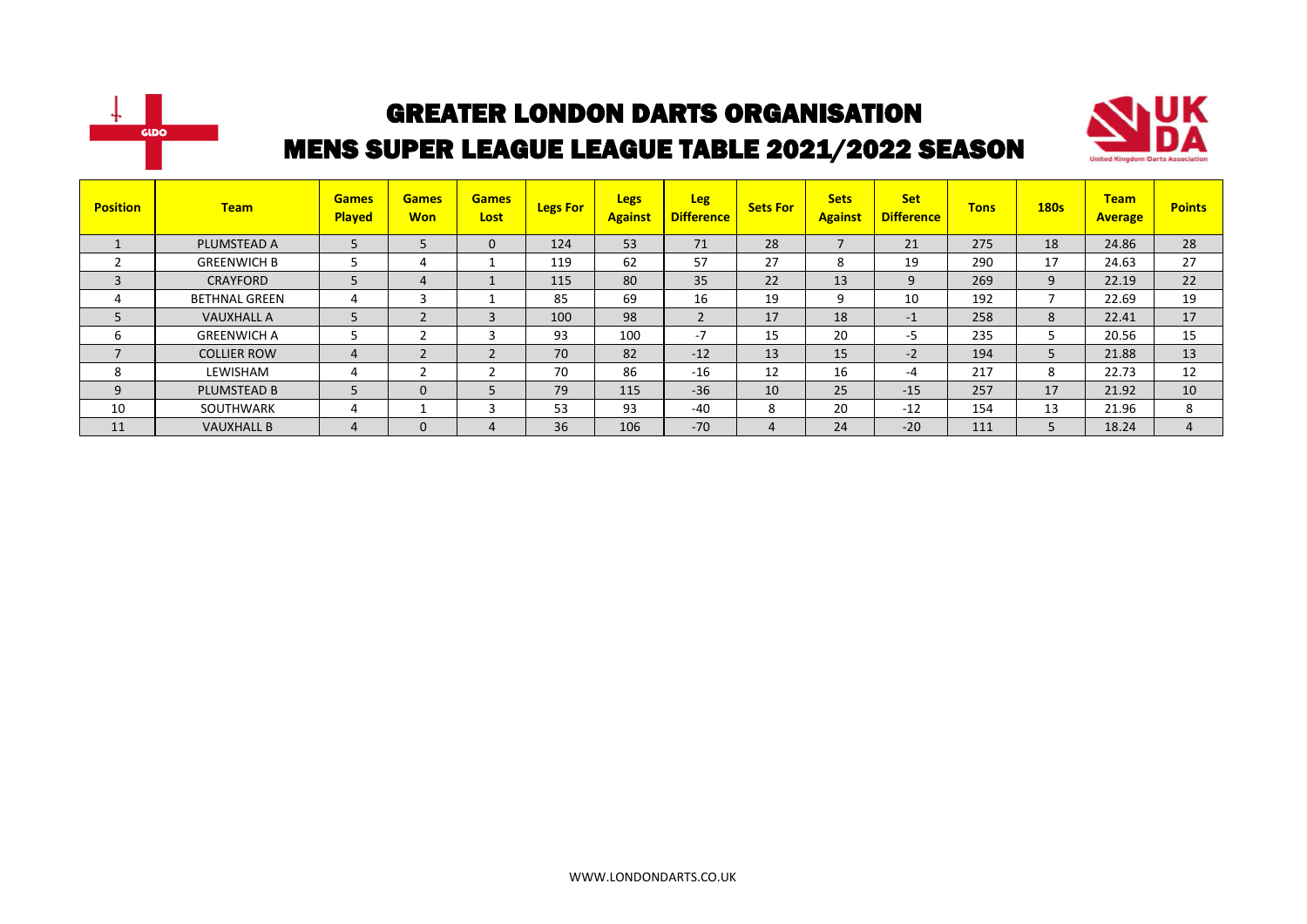# GREATER LONDON DARTS ORGANISATION

## MENS SUPER LEAGUE LEAGUE TABLE 2021/2022 SEASON

| Position | Team | Games Played | Games Won | Games Lost | Legs For | Legs Against | Leg Difference | Sets For | Sets Against | Set Difference | Tons | 180s | Team Average | Points |
|---|---|---|---|---|---|---|---|---|---|---|---|---|---|---|
| 1 | PLUMSTEAD A | 5 | 5 | 0 | 124 | 53 | 71 | 28 | 7 | 21 | 275 | 18 | 24.86 | 28 |
| 2 | GREENWICH B | 5 | 4 | 1 | 119 | 62 | 57 | 27 | 8 | 19 | 290 | 17 | 24.63 | 27 |
| 3 | CRAYFORD | 5 | 4 | 1 | 115 | 80 | 35 | 22 | 13 | 9 | 269 | 9 | 22.19 | 22 |
| 4 | BETHNAL GREEN | 4 | 3 | 1 | 85 | 69 | 16 | 19 | 9 | 10 | 192 | 7 | 22.69 | 19 |
| 5 | VAUXHALL A | 5 | 2 | 3 | 100 | 98 | 2 | 17 | 18 | -1 | 258 | 8 | 22.41 | 17 |
| 6 | GREENWICH A | 5 | 2 | 3 | 93 | 100 | -7 | 15 | 20 | -5 | 235 | 5 | 20.56 | 15 |
| 7 | COLLIER ROW | 4 | 2 | 2 | 70 | 82 | -12 | 13 | 15 | -2 | 194 | 5 | 21.88 | 13 |
| 8 | LEWISHAM | 4 | 2 | 2 | 70 | 86 | -16 | 12 | 16 | -4 | 217 | 8 | 22.73 | 12 |
| 9 | PLUMSTEAD B | 5 | 0 | 5 | 79 | 115 | -36 | 10 | 25 | -15 | 257 | 17 | 21.92 | 10 |
| 10 | SOUTHWARK | 4 | 1 | 3 | 53 | 93 | -40 | 8 | 20 | -12 | 154 | 13 | 21.96 | 8 |
| 11 | VAUXHALL B | 4 | 0 | 4 | 36 | 106 | -70 | 4 | 24 | -20 | 111 | 5 | 18.24 | 4 |

WWW.LONDONDARTS.CO.UK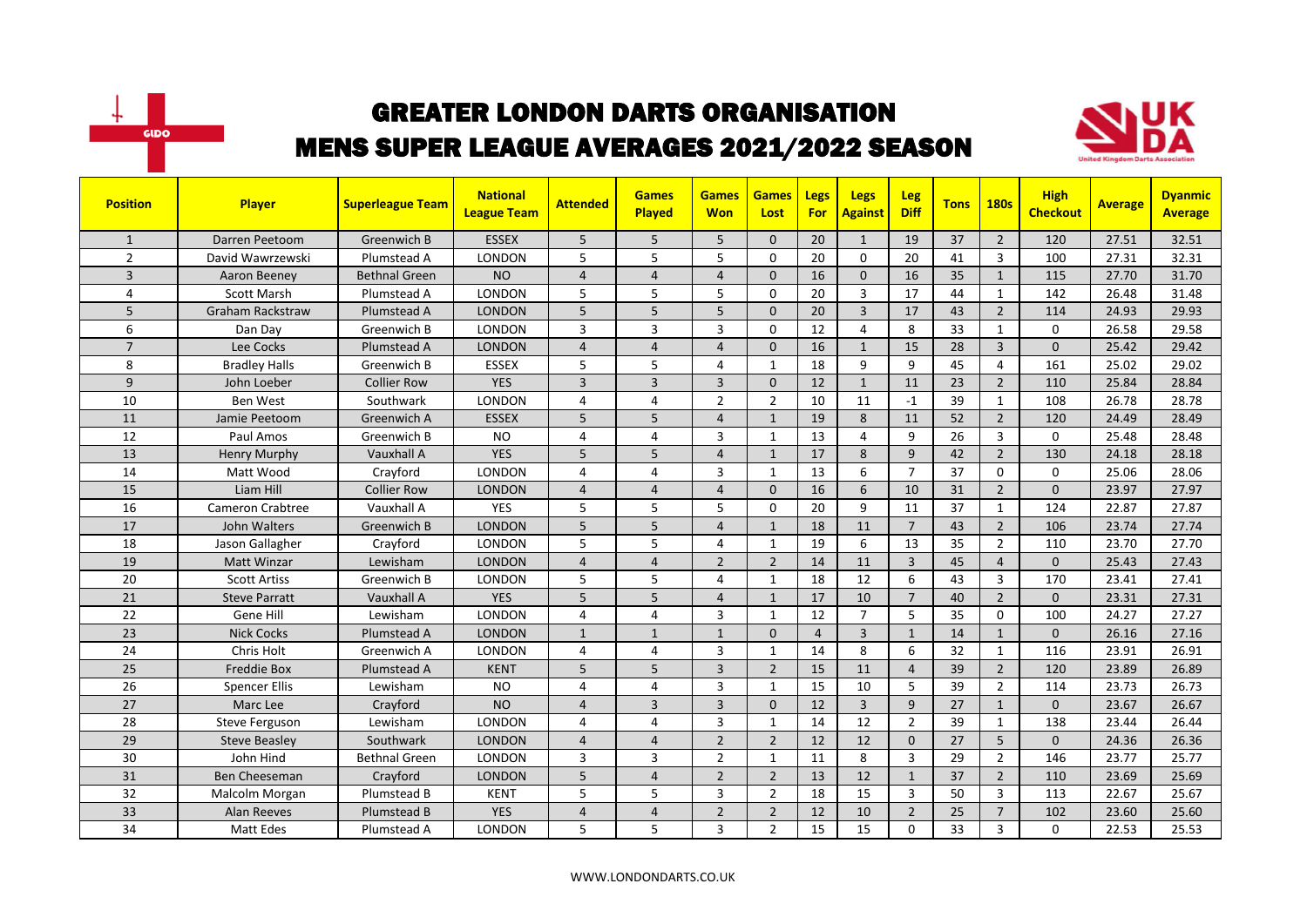# GREATER LONDON DARTS ORGANISATION

## MENS SUPER LEAGUE AVERAGES 2021/2022 SEASON

| Position | Player | Superleague Team | National League Team | Attended | Games Played | Games Won | Games Lost | Legs For | Legs Against | Leg Diff | Tons | 180s | High Checkout | Average | Dyanmic Average |
|---|---|---|---|---|---|---|---|---|---|---|---|---|---|---|---|
| 1 | Darren Peetoom | Greenwich B | ESSEX | 5 | 5 | 5 | 0 | 20 | 1 | 19 | 37 | 2 | 120 | 27.51 | 32.51 |
| 2 | David Wawrzewski | Plumstead A | LONDON | 5 | 5 | 5 | 0 | 20 | 0 | 20 | 41 | 3 | 100 | 27.31 | 32.31 |
| 3 | Aaron Beeney | Bethnal Green | NO | 4 | 4 | 4 | 0 | 16 | 0 | 16 | 35 | 1 | 115 | 27.70 | 31.70 |
| 4 | Scott Marsh | Plumstead A | LONDON | 5 | 5 | 5 | 0 | 20 | 3 | 17 | 44 | 1 | 142 | 26.48 | 31.48 |
| 5 | Graham Rackstraw | Plumstead A | LONDON | 5 | 5 | 5 | 0 | 20 | 3 | 17 | 43 | 2 | 114 | 24.93 | 29.93 |
| 6 | Dan Day | Greenwich B | LONDON | 3 | 3 | 3 | 0 | 12 | 4 | 8 | 33 | 1 | 0 | 26.58 | 29.58 |
| 7 | Lee Cocks | Plumstead A | LONDON | 4 | 4 | 4 | 0 | 16 | 1 | 15 | 28 | 3 | 0 | 25.42 | 29.42 |
| 8 | Bradley Halls | Greenwich B | ESSEX | 5 | 5 | 4 | 1 | 18 | 9 | 9 | 45 | 4 | 161 | 25.02 | 29.02 |
| 9 | John Loeber | Collier Row | YES | 3 | 3 | 3 | 0 | 12 | 1 | 11 | 23 | 2 | 110 | 25.84 | 28.84 |
| 10 | Ben West | Southwark | LONDON | 4 | 4 | 2 | 2 | 10 | 11 | -1 | 39 | 1 | 108 | 26.78 | 28.78 |
| 11 | Jamie Peetoom | Greenwich A | ESSEX | 5 | 5 | 4 | 1 | 19 | 8 | 11 | 52 | 2 | 120 | 24.49 | 28.49 |
| 12 | Paul Amos | Greenwich B | NO | 4 | 4 | 3 | 1 | 13 | 4 | 9 | 26 | 3 | 0 | 25.48 | 28.48 |
| 13 | Henry Murphy | Vauxhall A | YES | 5 | 5 | 4 | 1 | 17 | 8 | 9 | 42 | 2 | 130 | 24.18 | 28.18 |
| 14 | Matt Wood | Crayford | LONDON | 4 | 4 | 3 | 1 | 13 | 6 | 7 | 37 | 0 | 0 | 25.06 | 28.06 |
| 15 | Liam Hill | Collier Row | LONDON | 4 | 4 | 4 | 0 | 16 | 6 | 10 | 31 | 2 | 0 | 23.97 | 27.97 |
| 16 | Cameron Crabtree | Vauxhall A | YES | 5 | 5 | 5 | 0 | 20 | 9 | 11 | 37 | 1 | 124 | 22.87 | 27.87 |
| 17 | John Walters | Greenwich B | LONDON | 5 | 5 | 4 | 1 | 18 | 11 | 7 | 43 | 2 | 106 | 23.74 | 27.74 |
| 18 | Jason Gallagher | Crayford | LONDON | 5 | 5 | 4 | 1 | 19 | 6 | 13 | 35 | 2 | 110 | 23.70 | 27.70 |
| 19 | Matt Winzar | Lewisham | LONDON | 4 | 4 | 2 | 2 | 14 | 11 | 3 | 45 | 4 | 0 | 25.43 | 27.43 |
| 20 | Scott Artiss | Greenwich B | LONDON | 5 | 5 | 4 | 1 | 18 | 12 | 6 | 43 | 3 | 170 | 23.41 | 27.41 |
| 21 | Steve Parratt | Vauxhall A | YES | 5 | 5 | 4 | 1 | 17 | 10 | 7 | 40 | 2 | 0 | 23.31 | 27.31 |
| 22 | Gene Hill | Lewisham | LONDON | 4 | 4 | 3 | 1 | 12 | 7 | 5 | 35 | 0 | 100 | 24.27 | 27.27 |
| 23 | Nick Cocks | Plumstead A | LONDON | 1 | 1 | 1 | 0 | 4 | 3 | 1 | 14 | 1 | 0 | 26.16 | 27.16 |
| 24 | Chris Holt | Greenwich A | LONDON | 4 | 4 | 3 | 1 | 14 | 8 | 6 | 32 | 1 | 116 | 23.91 | 26.91 |
| 25 | Freddie Box | Plumstead A | KENT | 5 | 5 | 3 | 2 | 15 | 11 | 4 | 39 | 2 | 120 | 23.89 | 26.89 |
| 26 | Spencer Ellis | Lewisham | NO | 4 | 4 | 3 | 1 | 15 | 10 | 5 | 39 | 2 | 114 | 23.73 | 26.73 |
| 27 | Marc Lee | Crayford | NO | 4 | 3 | 3 | 0 | 12 | 3 | 9 | 27 | 1 | 0 | 23.67 | 26.67 |
| 28 | Steve Ferguson | Lewisham | LONDON | 4 | 4 | 3 | 1 | 14 | 12 | 2 | 39 | 1 | 138 | 23.44 | 26.44 |
| 29 | Steve Beasley | Southwark | LONDON | 4 | 4 | 2 | 2 | 12 | 12 | 0 | 27 | 5 | 0 | 24.36 | 26.36 |
| 30 | John Hind | Bethnal Green | LONDON | 3 | 3 | 2 | 1 | 11 | 8 | 3 | 29 | 2 | 146 | 23.77 | 25.77 |
| 31 | Ben Cheeseman | Crayford | LONDON | 5 | 4 | 2 | 2 | 13 | 12 | 1 | 37 | 2 | 110 | 23.69 | 25.69 |
| 32 | Malcolm Morgan | Plumstead B | KENT | 5 | 5 | 3 | 2 | 18 | 15 | 3 | 50 | 3 | 113 | 22.67 | 25.67 |
| 33 | Alan Reeves | Plumstead B | YES | 4 | 4 | 2 | 2 | 12 | 10 | 2 | 25 | 7 | 102 | 23.60 | 25.60 |
| 34 | Matt Edes | Plumstead A | LONDON | 5 | 5 | 3 | 2 | 15 | 15 | 0 | 33 | 3 | 0 | 22.53 | 25.53 |

WWW.LONDONDARTS.CO.UK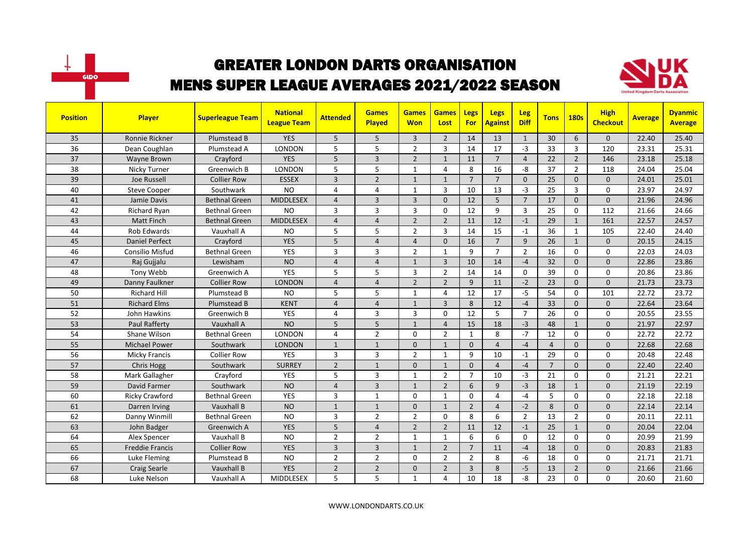# GREATER LONDON DARTS ORGANISATION

## MENS SUPER LEAGUE AVERAGES 2021/2022 SEASON

| Position | Player | Superleague Team | National League Team | Attended | Games Played | Games Won | Games Lost | Legs For | Legs Against | Leg Diff | Tons | 180s | High Checkout | Average | Dyanmic Average |
|---|---|---|---|---|---|---|---|---|---|---|---|---|---|---|---|
| 35 | Ronnie Rickner | Plumstead B | YES | 5 | 5 | 3 | 2 | 14 | 13 | 1 | 30 | 6 | 0 | 22.40 | 25.40 |
| 36 | Dean Coughlan | Plumstead A | LONDON | 5 | 5 | 2 | 3 | 14 | 17 | -3 | 33 | 3 | 120 | 23.31 | 25.31 |
| 37 | Wayne Brown | Crayford | YES | 5 | 3 | 2 | 1 | 11 | 7 | 4 | 22 | 2 | 146 | 23.18 | 25.18 |
| 38 | Nicky Turner | Greenwich B | LONDON | 5 | 5 | 1 | 4 | 8 | 16 | -8 | 37 | 2 | 118 | 24.04 | 25.04 |
| 39 | Joe Russell | Collier Row | ESSEX | 3 | 2 | 1 | 1 | 7 | 7 | 0 | 25 | 0 | 0 | 24.01 | 25.01 |
| 40 | Steve Cooper | Southwark | NO | 4 | 4 | 1 | 3 | 10 | 13 | -3 | 25 | 3 | 0 | 23.97 | 24.97 |
| 41 | Jamie Davis | Bethnal Green | MIDDLESEX | 4 | 3 | 3 | 0 | 12 | 5 | 7 | 17 | 0 | 0 | 21.96 | 24.96 |
| 42 | Richard Ryan | Bethnal Green | NO | 3 | 3 | 3 | 0 | 12 | 9 | 3 | 25 | 0 | 112 | 21.66 | 24.66 |
| 43 | Matt Finch | Bethnal Green | MIDDLESEX | 4 | 4 | 2 | 2 | 11 | 12 | -1 | 29 | 1 | 161 | 22.57 | 24.57 |
| 44 | Rob Edwards | Vauxhall A | NO | 5 | 5 | 2 | 3 | 14 | 15 | -1 | 36 | 1 | 105 | 22.40 | 24.40 |
| 45 | Daniel Perfect | Crayford | YES | 5 | 4 | 4 | 0 | 16 | 7 | 9 | 26 | 1 | 0 | 20.15 | 24.15 |
| 46 | Consilio Misfud | Bethnal Green | YES | 3 | 3 | 2 | 1 | 9 | 7 | 2 | 16 | 0 | 0 | 22.03 | 24.03 |
| 47 | Raj Gujjalu | Lewisham | NO | 4 | 4 | 1 | 3 | 10 | 14 | -4 | 32 | 0 | 0 | 22.86 | 23.86 |
| 48 | Tony Webb | Greenwich A | YES | 5 | 5 | 3 | 2 | 14 | 14 | 0 | 39 | 0 | 0 | 20.86 | 23.86 |
| 49 | Danny Faulkner | Collier Row | LONDON | 4 | 4 | 2 | 2 | 9 | 11 | -2 | 23 | 0 | 0 | 21.73 | 23.73 |
| 50 | Richard Hill | Plumstead B | NO | 5 | 5 | 1 | 4 | 12 | 17 | -5 | 54 | 0 | 101 | 22.72 | 23.72 |
| 51 | Richard Elms | Plumstead B | KENT | 4 | 4 | 1 | 3 | 8 | 12 | -4 | 33 | 0 | 0 | 22.64 | 23.64 |
| 52 | John Hawkins | Greenwich B | YES | 4 | 3 | 3 | 0 | 12 | 5 | 7 | 26 | 0 | 0 | 20.55 | 23.55 |
| 53 | Paul Rafferty | Vauxhall A | NO | 5 | 5 | 1 | 4 | 15 | 18 | -3 | 48 | 1 | 0 | 21.97 | 22.97 |
| 54 | Shane Wilson | Bethnal Green | LONDON | 4 | 2 | 0 | 2 | 1 | 8 | -7 | 12 | 0 | 0 | 22.72 | 22.72 |
| 55 | Michael Power | Southwark | LONDON | 1 | 1 | 0 | 1 | 0 | 4 | -4 | 4 | 0 | 0 | 22.68 | 22.68 |
| 56 | Micky Francis | Collier Row | YES | 3 | 3 | 2 | 1 | 9 | 10 | -1 | 29 | 0 | 0 | 20.48 | 22.48 |
| 57 | Chris Hogg | Southwark | SURREY | 2 | 1 | 0 | 1 | 0 | 4 | -4 | 7 | 0 | 0 | 22.40 | 22.40 |
| 58 | Mark Gallagher | Crayford | YES | 5 | 3 | 1 | 2 | 7 | 10 | -3 | 21 | 0 | 0 | 21.21 | 22.21 |
| 59 | David Farmer | Southwark | NO | 4 | 3 | 1 | 2 | 6 | 9 | -3 | 18 | 1 | 0 | 21.19 | 22.19 |
| 60 | Ricky Crawford | Bethnal Green | YES | 3 | 1 | 0 | 1 | 0 | 4 | -4 | 5 | 0 | 0 | 22.18 | 22.18 |
| 61 | Darren Irving | Vauxhall B | NO | 1 | 1 | 0 | 1 | 2 | 4 | -2 | 8 | 0 | 0 | 22.14 | 22.14 |
| 62 | Danny Winmill | Bethnal Green | NO | 3 | 2 | 2 | 0 | 8 | 6 | 2 | 13 | 2 | 0 | 20.11 | 22.11 |
| 63 | John Badger | Greenwich A | YES | 5 | 4 | 2 | 2 | 11 | 12 | -1 | 25 | 1 | 0 | 20.04 | 22.04 |
| 64 | Alex Spencer | Vauxhall B | NO | 2 | 2 | 1 | 1 | 6 | 6 | 0 | 12 | 0 | 0 | 20.99 | 21.99 |
| 65 | Freddie Francis | Collier Row | YES | 3 | 3 | 1 | 2 | 7 | 11 | -4 | 18 | 0 | 0 | 20.83 | 21.83 |
| 66 | Luke Fleming | Plumstead B | NO | 2 | 2 | 0 | 2 | 2 | 8 | -6 | 18 | 0 | 0 | 21.71 | 21.71 |
| 67 | Craig Searle | Vauxhall B | YES | 2 | 2 | 0 | 2 | 3 | 8 | -5 | 13 | 2 | 0 | 21.66 | 21.66 |
| 68 | Luke Nelson | Vauxhall A | MIDDLESEX | 5 | 5 | 1 | 4 | 10 | 18 | -8 | 23 | 0 | 0 | 20.60 | 21.60 |

WWW.LONDONDARTS.CO.UK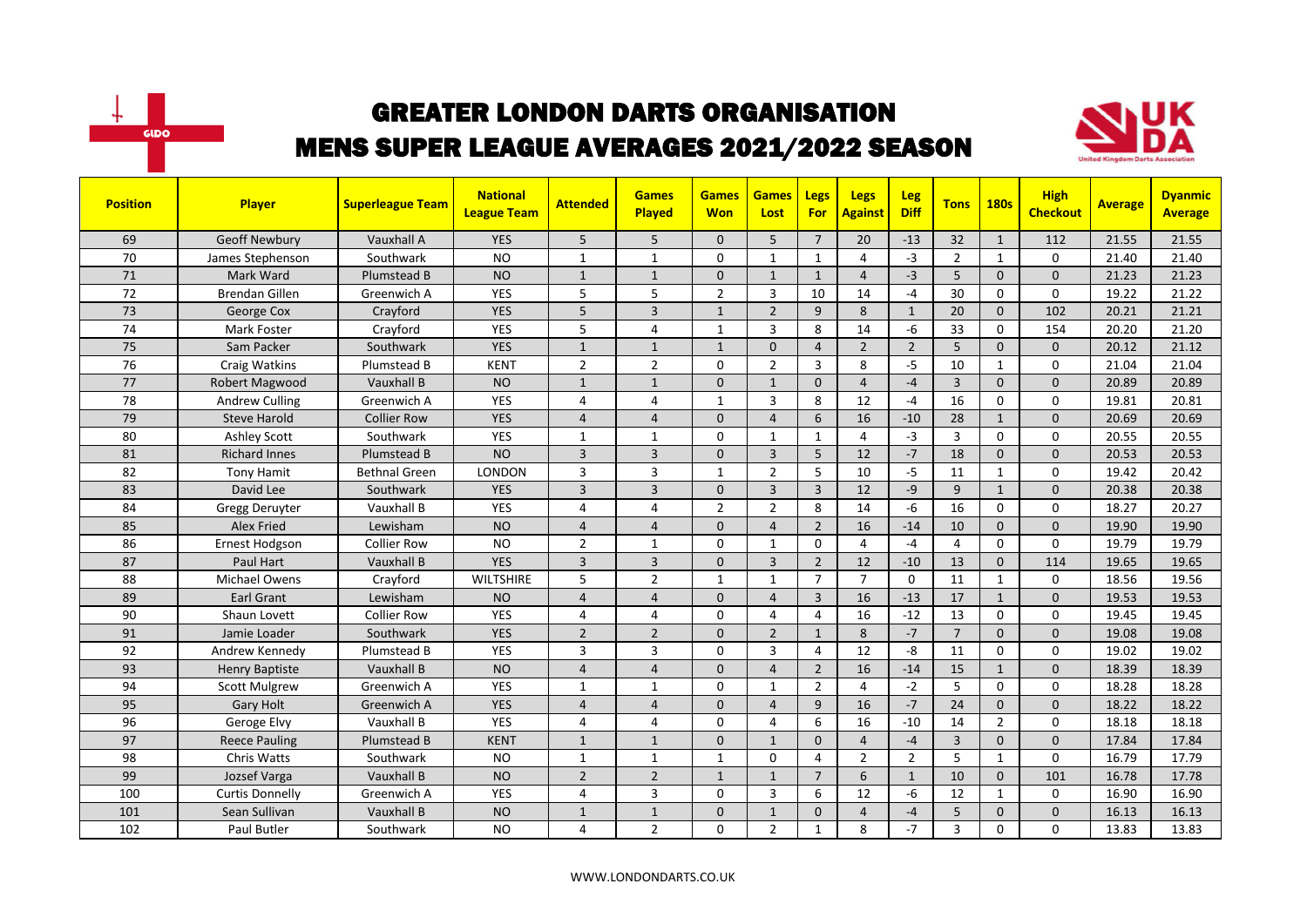# GREATER LONDON DARTS ORGANISATION
## MENS SUPER LEAGUE AVERAGES 2021/2022 SEASON

| Position | Player | Superleague Team | National League Team | Attended | Games Played | Games Won | Games Lost | Legs For | Legs Against | Leg Diff | Tons | 180s | High Checkout | Average | Dyanmic Average |
|---|---|---|---|---|---|---|---|---|---|---|---|---|---|---|---|
| 69 | Geoff Newbury | Vauxhall A | YES | 5 | 5 | 0 | 5 | 7 | 20 | -13 | 32 | 1 | 112 | 21.55 | 21.55 |
| 70 | James Stephenson | Southwark | NO | 1 | 1 | 0 | 1 | 1 | 4 | -3 | 2 | 1 | 0 | 21.40 | 21.40 |
| 71 | Mark Ward | Plumstead B | NO | 1 | 1 | 0 | 1 | 1 | 4 | -3 | 5 | 0 | 0 | 21.23 | 21.23 |
| 72 | Brendan Gillen | Greenwich A | YES | 5 | 5 | 2 | 3 | 10 | 14 | -4 | 30 | 0 | 0 | 19.22 | 21.22 |
| 73 | George Cox | Crayford | YES | 5 | 3 | 1 | 2 | 9 | 8 | 1 | 20 | 0 | 102 | 20.21 | 21.21 |
| 74 | Mark Foster | Crayford | YES | 5 | 4 | 1 | 3 | 8 | 14 | -6 | 33 | 0 | 154 | 20.20 | 21.20 |
| 75 | Sam Packer | Southwark | YES | 1 | 1 | 1 | 0 | 4 | 2 | 2 | 5 | 0 | 0 | 20.12 | 21.12 |
| 76 | Craig Watkins | Plumstead B | KENT | 2 | 2 | 0 | 2 | 3 | 8 | -5 | 10 | 1 | 0 | 21.04 | 21.04 |
| 77 | Robert Magwood | Vauxhall B | NO | 1 | 1 | 0 | 1 | 0 | 4 | -4 | 3 | 0 | 0 | 20.89 | 20.89 |
| 78 | Andrew Culling | Greenwich A | YES | 4 | 4 | 1 | 3 | 8 | 12 | -4 | 16 | 0 | 0 | 19.81 | 20.81 |
| 79 | Steve Harold | Collier Row | YES | 4 | 4 | 0 | 4 | 6 | 16 | -10 | 28 | 1 | 0 | 20.69 | 20.69 |
| 80 | Ashley Scott | Southwark | YES | 1 | 1 | 0 | 1 | 1 | 4 | -3 | 3 | 0 | 0 | 20.55 | 20.55 |
| 81 | Richard Innes | Plumstead B | NO | 3 | 3 | 0 | 3 | 5 | 12 | -7 | 18 | 0 | 0 | 20.53 | 20.53 |
| 82 | Tony Hamit | Bethnal Green | LONDON | 3 | 3 | 1 | 2 | 5 | 10 | -5 | 11 | 1 | 0 | 19.42 | 20.42 |
| 83 | David Lee | Southwark | YES | 3 | 3 | 0 | 3 | 3 | 12 | -9 | 9 | 1 | 0 | 20.38 | 20.38 |
| 84 | Gregg Deruyter | Vauxhall B | YES | 4 | 4 | 2 | 2 | 8 | 14 | -6 | 16 | 0 | 0 | 18.27 | 20.27 |
| 85 | Alex Fried | Lewisham | NO | 4 | 4 | 0 | 4 | 2 | 16 | -14 | 10 | 0 | 0 | 19.90 | 19.90 |
| 86 | Ernest Hodgson | Collier Row | NO | 2 | 1 | 0 | 1 | 0 | 4 | -4 | 4 | 0 | 0 | 19.79 | 19.79 |
| 87 | Paul Hart | Vauxhall B | YES | 3 | 3 | 0 | 3 | 2 | 12 | -10 | 13 | 0 | 114 | 19.65 | 19.65 |
| 88 | Michael Owens | Crayford | WILTSHIRE | 5 | 2 | 1 | 1 | 7 | 7 | 0 | 11 | 1 | 0 | 18.56 | 19.56 |
| 89 | Earl Grant | Lewisham | NO | 4 | 4 | 0 | 4 | 3 | 16 | -13 | 17 | 1 | 0 | 19.53 | 19.53 |
| 90 | Shaun Lovett | Collier Row | YES | 4 | 4 | 0 | 4 | 4 | 16 | -12 | 13 | 0 | 0 | 19.45 | 19.45 |
| 91 | Jamie Loader | Southwark | YES | 2 | 2 | 0 | 2 | 1 | 8 | -7 | 7 | 0 | 0 | 19.08 | 19.08 |
| 92 | Andrew Kennedy | Plumstead B | YES | 3 | 3 | 0 | 3 | 4 | 12 | -8 | 11 | 0 | 0 | 19.02 | 19.02 |
| 93 | Henry Baptiste | Vauxhall B | NO | 4 | 4 | 0 | 4 | 2 | 16 | -14 | 15 | 1 | 0 | 18.39 | 18.39 |
| 94 | Scott Mulgrew | Greenwich A | YES | 1 | 1 | 0 | 1 | 2 | 4 | -2 | 5 | 0 | 0 | 18.28 | 18.28 |
| 95 | Gary Holt | Greenwich A | YES | 4 | 4 | 0 | 4 | 9 | 16 | -7 | 24 | 0 | 0 | 18.22 | 18.22 |
| 96 | Geroge Elvy | Vauxhall B | YES | 4 | 4 | 0 | 4 | 6 | 16 | -10 | 14 | 2 | 0 | 18.18 | 18.18 |
| 97 | Reece Pauling | Plumstead B | KENT | 1 | 1 | 0 | 1 | 0 | 4 | -4 | 3 | 0 | 0 | 17.84 | 17.84 |
| 98 | Chris Watts | Southwark | NO | 1 | 1 | 1 | 0 | 4 | 2 | 2 | 5 | 1 | 0 | 16.79 | 17.79 |
| 99 | Jozsef Varga | Vauxhall B | NO | 2 | 2 | 1 | 1 | 7 | 6 | 1 | 10 | 0 | 101 | 16.78 | 17.78 |
| 100 | Curtis Donnelly | Greenwich A | YES | 4 | 3 | 0 | 3 | 6 | 12 | -6 | 12 | 1 | 0 | 16.90 | 16.90 |
| 101 | Sean Sullivan | Vauxhall B | NO | 1 | 1 | 0 | 1 | 0 | 4 | -4 | 5 | 0 | 0 | 16.13 | 16.13 |
| 102 | Paul Butler | Southwark | NO | 4 | 2 | 0 | 2 | 1 | 8 | -7 | 3 | 0 | 0 | 13.83 | 13.83 |

WWW.LONDONDARTS.CO.UK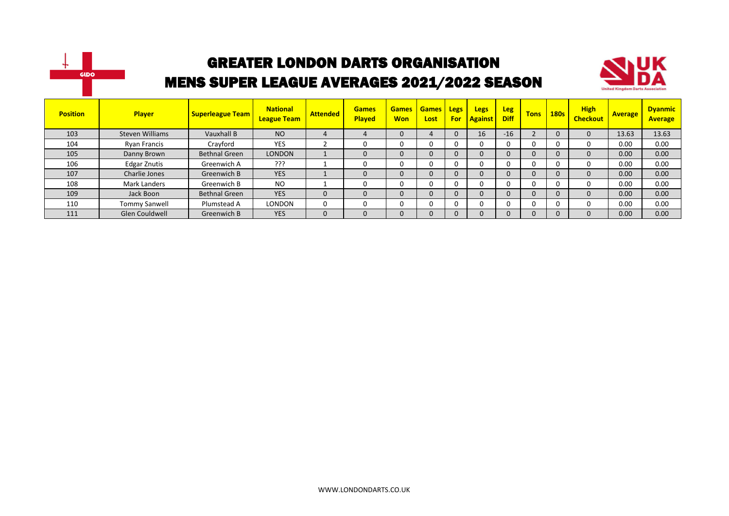# GREATER LONDON DARTS ORGANISATION

## MENS SUPER LEAGUE AVERAGES 2021/2022 SEASON

| Position | Player | Superleague Team | National League Team | Attended | Games Played | Games Won | Games Lost | Legs For | Legs Against | Leg Diff | Tons | 180s | High Checkout | Average | Dyanmic Average |
|---|---|---|---|---|---|---|---|---|---|---|---|---|---|---|---|
| 103 | Steven Williams | Vauxhall B | NO | 4 | 4 | 0 | 4 | 0 | 16 | -16 | 2 | 0 | 0 | 13.63 | 13.63 |
| 104 | Ryan Francis | Crayford | YES | 2 | 0 | 0 | 0 | 0 | 0 | 0 | 0 | 0 | 0 | 0.00 | 0.00 |
| 105 | Danny Brown | Bethnal Green | LONDON | 1 | 0 | 0 | 0 | 0 | 0 | 0 | 0 | 0 | 0 | 0.00 | 0.00 |
| 106 | Edgar Znutis | Greenwich A | ??? | 1 | 0 | 0 | 0 | 0 | 0 | 0 | 0 | 0 | 0 | 0.00 | 0.00 |
| 107 | Charlie Jones | Greenwich B | YES | 1 | 0 | 0 | 0 | 0 | 0 | 0 | 0 | 0 | 0 | 0.00 | 0.00 |
| 108 | Mark Landers | Greenwich B | NO | 1 | 0 | 0 | 0 | 0 | 0 | 0 | 0 | 0 | 0 | 0.00 | 0.00 |
| 109 | Jack Boon | Bethnal Green | YES | 0 | 0 | 0 | 0 | 0 | 0 | 0 | 0 | 0 | 0 | 0.00 | 0.00 |
| 110 | Tommy Sanwell | Plumstead A | LONDON | 0 | 0 | 0 | 0 | 0 | 0 | 0 | 0 | 0 | 0 | 0.00 | 0.00 |
| 111 | Glen Couldwell | Greenwich B | YES | 0 | 0 | 0 | 0 | 0 | 0 | 0 | 0 | 0 | 0 | 0.00 | 0.00 |

WWW.LONDONDARTS.CO.UK